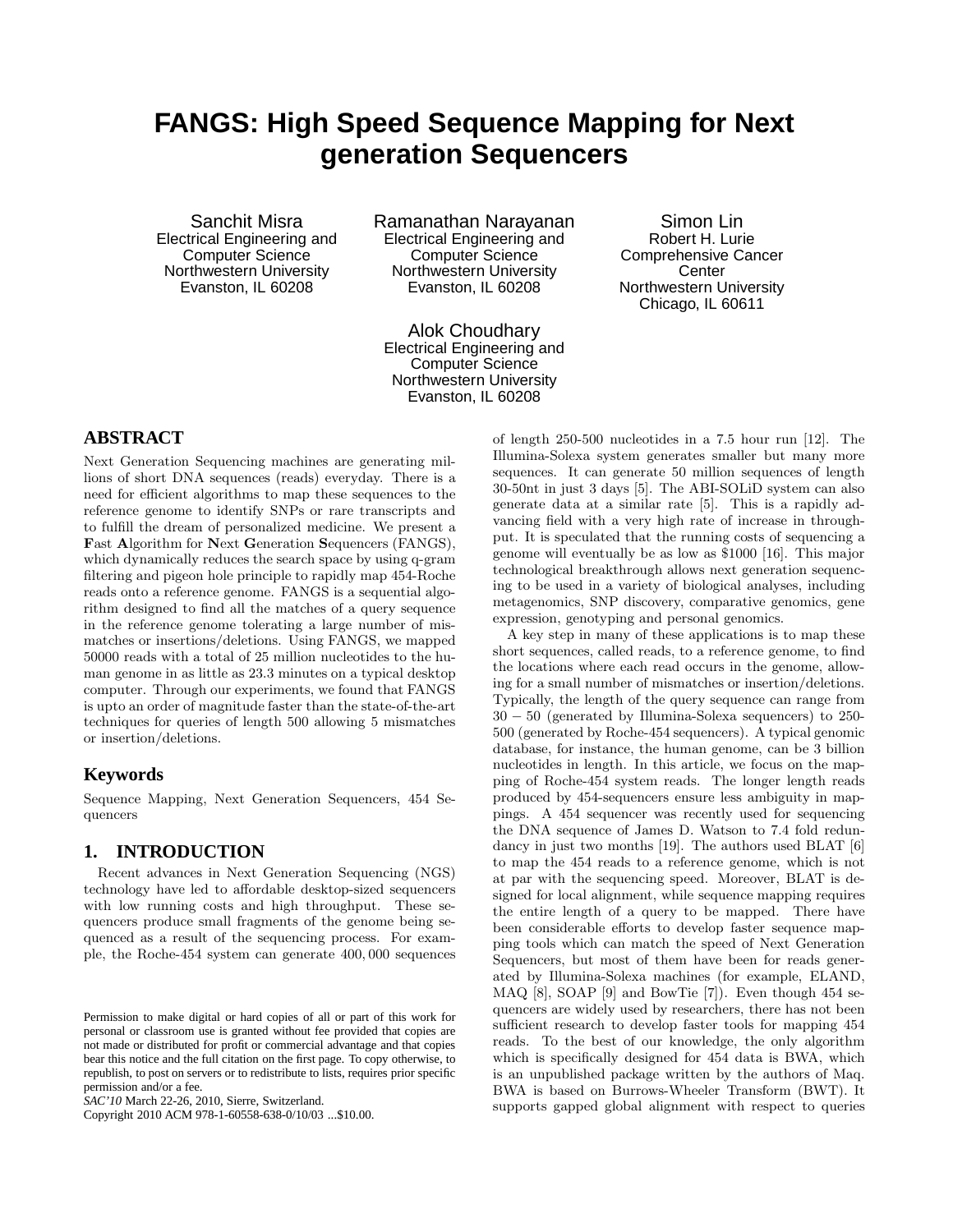# FANGS: High Speed Sequence Mapping for Next generation Sequencers

Sanchit Misra
Electrical Engineering and Computer Science
Northwestern University
Evanston, IL 60208

Ramanathan Narayanan
Electrical Engineering and Computer Science
Northwestern University
Evanston, IL 60208

Simon Lin
Robert H. Lurie Comprehensive Cancer Center
Northwestern University
Chicago, IL 60611

Alok Choudhary
Electrical Engineering and Computer Science
Northwestern University
Evanston, IL 60208

## ABSTRACT

Next Generation Sequencing machines are generating millions of short DNA sequences (reads) everyday. There is a need for efficient algorithms to map these sequences to the reference genome to identify SNPs or rare transcripts and to fulfill the dream of personalized medicine. We present a **F**ast **A**lgorithm for **N**ext **G**eneration **S**equencers (FANGS), which dynamically reduces the search space by using q-gram filtering and pigeon hole principle to rapidly map 454-Roche reads onto a reference genome. FANGS is a sequential algorithm designed to find all the matches of a query sequence in the reference genome tolerating a large number of mismatches or insertions/deletions. Using FANGS, we mapped 50000 reads with a total of 25 million nucleotides to the human genome in as little as 23.3 minutes on a typical desktop computer. Through our experiments, we found that FANGS is upto an order of magnitude faster than the state-of-the-art techniques for queries of length 500 allowing 5 mismatches or insertion/deletions.

## Keywords

Sequence Mapping, Next Generation Sequencers, 454 Sequencers

## 1. INTRODUCTION

Recent advances in Next Generation Sequencing (NGS) technology have led to affordable desktop-sized sequencers with low running costs and high throughput. These sequencers produce small fragments of the genome being sequenced as a result of the sequencing process. For example, the Roche-454 system can generate 400,000 sequences of length 250-500 nucleotides in a 7.5 hour run [12]. The Illumina-Solexa system generates smaller but many more sequences. It can generate 50 million sequences of length 30-50nt in just 3 days [5]. The ABI-SOLiD system can also generate data at a similar rate [5]. This is a rapidly advancing field with a very high rate of increase in throughput. It is speculated that the running costs of sequencing a genome will eventually be as low as $1000 [16]. This major technological breakthrough allows next generation sequencing to be used in a variety of biological analyses, including metagenomics, SNP discovery, comparative genomics, gene expression, genotyping and personal genomics.

A key step in many of these applications is to map these short sequences, called reads, to a reference genome, to find the locations where each read occurs in the genome, allowing for a small number of mismatches or insertion/deletions. Typically, the length of the query sequence can range from $30-50$ (generated by Illumina-Solexa sequencers) to 250-500 (generated by Roche-454 sequencers). A typical genomic database, for instance, the human genome, can be 3 billion nucleotides in length. In this article, we focus on the mapping of Roche-454 system reads. The longer length reads produced by 454-sequencers ensure less ambiguity in mappings. A 454 sequencer was recently used for sequencing the DNA sequence of James D. Watson to 7.4 fold redundancy in just two months [19]. The authors used BLAT [6] to map the 454 reads to a reference genome, which is not at par with the sequencing speed. Moreover, BLAT is designed for local alignment, while sequence mapping requires the entire length of a query to be mapped. There have been considerable efforts to develop faster sequence mapping tools which can match the speed of Next Generation Sequencers, but most of them have been for reads generated by Illumina-Solexa machines (for example, ELAND, MAQ [8], SOAP [9] and BowTie [7]). Even though 454 sequencers are widely used by researchers, there has not been sufficient research to develop faster tools for mapping 454 reads. To the best of our knowledge, the only algorithm which is specifically designed for 454 data is BWA, which is an unpublished package written by the authors of Maq. BWA is based on Burrows-Wheeler Transform (BWT). It supports gapped global alignment with respect to queries

Permission to make digital or hard copies of all or part of this work for personal or classroom use is granted without fee provided that copies are not made or distributed for profit or commercial advantage and that copies bear this notice and the full citation on the first page. To copy otherwise, to republish, to post on servers or to redistribute to lists, requires prior specific permission and/or a fee.
*SAC'10* March 22-26, 2010, Sierre, Switzerland.
Copyright 2010 ACM 978-1-60558-638-0/10/03 ...$10.00.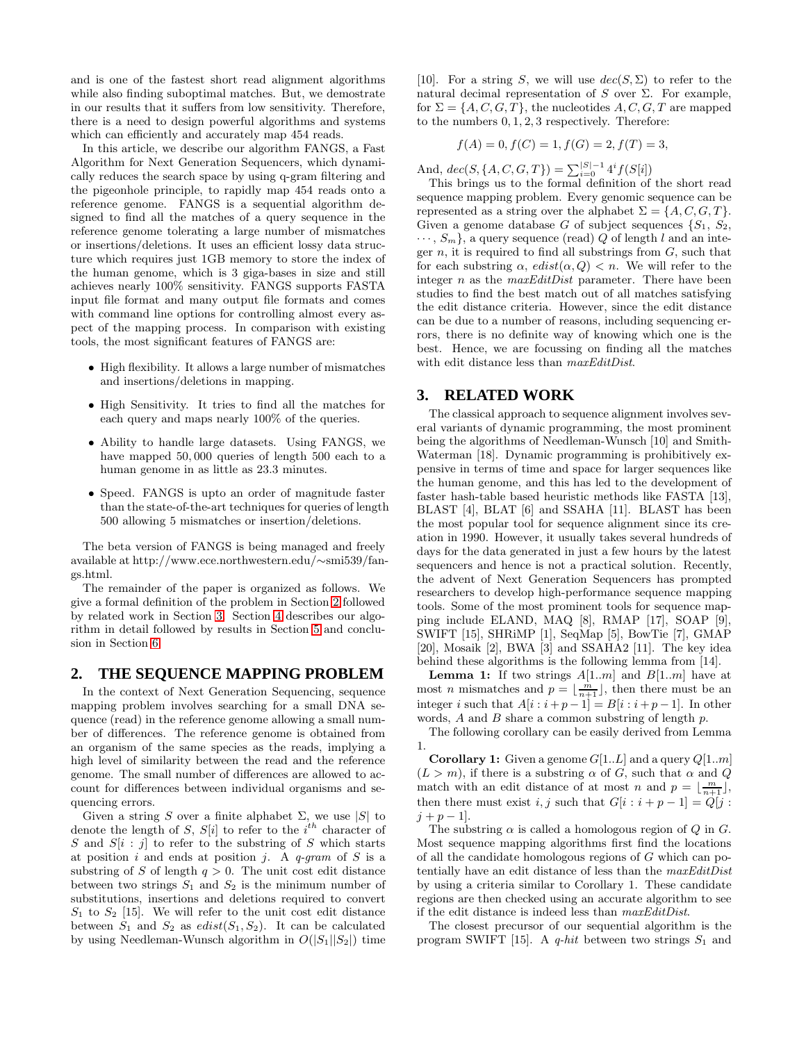and is one of the fastest short read alignment algorithms while also finding suboptimal matches. But, we demostrate in our results that it suffers from low sensitivity. Therefore, there is a need to design powerful algorithms and systems which can efficiently and accurately map 454 reads.

In this article, we describe our algorithm FANGS, a Fast Algorithm for Next Generation Sequencers, which dynamically reduces the search space by using q-gram filtering and the pigeonhole principle, to rapidly map 454 reads onto a reference genome. FANGS is a sequential algorithm designed to find all the matches of a query sequence in the reference genome tolerating a large number of mismatches or insertions/deletions. It uses an efficient lossy data structure which requires just 1GB memory to store the index of the human genome, which is 3 giga-bases in size and still achieves nearly 100% sensitivity. FANGS supports FASTA input file format and many output file formats and comes with command line options for controlling almost every aspect of the mapping process. In comparison with existing tools, the most significant features of FANGS are:

- High flexibility. It allows a large number of mismatches and insertions/deletions in mapping.
- High Sensitivity. It tries to find all the matches for each query and maps nearly 100% of the queries.
- Ability to handle large datasets. Using FANGS, we have mapped 50,000 queries of length 500 each to a human genome in as little as 23.3 minutes.
- Speed. FANGS is upto an order of magnitude faster than the state-of-the-art techniques for queries of length 500 allowing 5 mismatches or insertion/deletions.

The beta version of FANGS is being managed and freely available at http://www.ece.northwestern.edu/~smi539/fangs.html.

The remainder of the paper is organized as follows. We give a formal definition of the problem in Section 2 followed by related work in Section 3. Section 4 describes our algorithm in detail followed by results in Section 5 and conclusion in Section 6.

## 2. THE SEQUENCE MAPPING PROBLEM

In the context of Next Generation Sequencers, sequence mapping problem involves searching for a small DNA sequence (read) in the reference genome allowing a small number of differences. The reference genome is obtained from an organism of the same species as the reads, implying a high level of similarity between the read and the reference genome. The small number of differences are allowed to account for differences between individual organisms and sequencing errors.

Given a string $S$ over a finite alphabet $\Sigma$, we use $|S|$ to denote the length of $S$, $S[i]$ to refer to the $i^{th}$ character of $S$ and $S[i:j]$ to refer to the substring of $S$ which starts at position $i$ and ends at position $j$. A *q-gram* of $S$ is a substring of $S$ of length $q > 0$. The unit cost edit distance between two strings $S_1$ and $S_2$ is the minimum number of substitutions, insertions and deletions required to convert $S_1$ to $S_2$ [15]. We will refer to the unit cost edit distance between $S_1$ and $S_2$ as $edist(S_1, S_2)$. It can be calculated by using Needleman-Wunsch algorithm in $O(|S_1||S_2|)$ time [10]. For a string $S$, we will use $dec(S, \Sigma)$ to refer to the natural decimal representation of $S$ over $\Sigma$. For example, for $\Sigma = \{A, C, G, T\}$, the nucleotides $A, C, G, T$ are mapped to the numbers $0, 1, 2, 3$ respectively. Therefore:

$$f(A) = 0, f(C) = 1, f(G) = 2, f(T) = 3,$$

And, $dec(S, \{A, C, G, T\}) = \sum_{i=0}^{|S|-1} 4^i f(S[i])$

This brings us to the formal definition of the short read sequence mapping problem. Every genomic sequence can be represented as a string over the alphabet $\Sigma = \{A, C, G, T\}$. Given a genome database $G$ of subject sequences $\{S_1, S_2, \cdots, S_m\}$, a query sequence (read) $Q$ of length $l$ and an integer $n$, it is required to find all substrings from $G$, such that for each substring $\alpha$, $edist(\alpha, Q) < n$. We will refer to the integer $n$ as the *maxEditDist* parameter. There have been studies to find the best match out of all matches satisfying the edit distance criteria. However, since the edit distance can be due to a number of reasons, including sequencing errors, there is no definite way of knowing which one is the best. Hence, we are focussing on finding all the matches with edit distance less than *maxEditDist*.

## 3. RELATED WORK

The classical approach to sequence alignment involves several variants of dynamic programming, the most prominent being the algorithms of Needleman-Wunsch [10] and Smith-Waterman [18]. Dynamic programming is prohibitively expensive in terms of time and space for larger sequences like the human genome, and this has led to the development of faster hash-table based heuristic methods like FASTA [13], BLAST [4], BLAT [6] and SSAHA [11]. BLAST has been the most popular tool for sequence alignment since its creation in 1990. However, it usually takes several hundreds of days for the data generated in just a few hours by the latest sequencers and hence is not a practical solution. Recently, the advent of Next Generation Sequencers has prompted researchers to develop high-performance sequence mapping tools. Some of the most prominent tools for sequence mapping include ELAND, MAQ [8], RMAP [17], SOAP [9], SWIFT [15], SHRiMP [1], SeqMap [5], BowTie [7], GMAP [20], Mosaik [2], BWA [3] and SSAHA2 [11]. The key idea behind these algorithms is the following lemma from [14].

**Lemma 1:** If two strings $A[1..m]$ and $B[1..m]$ have at most $n$ mismatches and $p = \lfloor \frac{m}{n+1} \rfloor$, then there must be an integer $i$ such that $A[i:i+p-1] = B[i:i+p-1]$. In other words, $A$ and $B$ share a common substring of length $p$.

The following corollary can be easily derived from Lemma 1.

**Corollary 1:** Given a genome $G[1..L]$ and a query $Q[1..m]$ $(L > m)$, if there is a substring $\alpha$ of $G$, such that $\alpha$ and $Q$ match with an edit distance of at most $n$ and $p = \lfloor \frac{m}{n+1} \rfloor$, then there must exist $i, j$ such that $G[i:i+p-1] = Q[j:j+p-1]$.

The substring $\alpha$ is called a homologous region of $Q$ in $G$. Most sequence mapping algorithms first find the locations of all the candidate homologous regions of $G$ which can potentially have an edit distance of less than the *maxEditDist* by using a criteria similar to Corollary 1. These candidate regions are then checked using an accurate algorithm to see if the edit distance is indeed less than *maxEditDist*.

The closest precursor of our sequential algorithm is the program SWIFT [15]. A *q-hit* between two strings $S_1$ and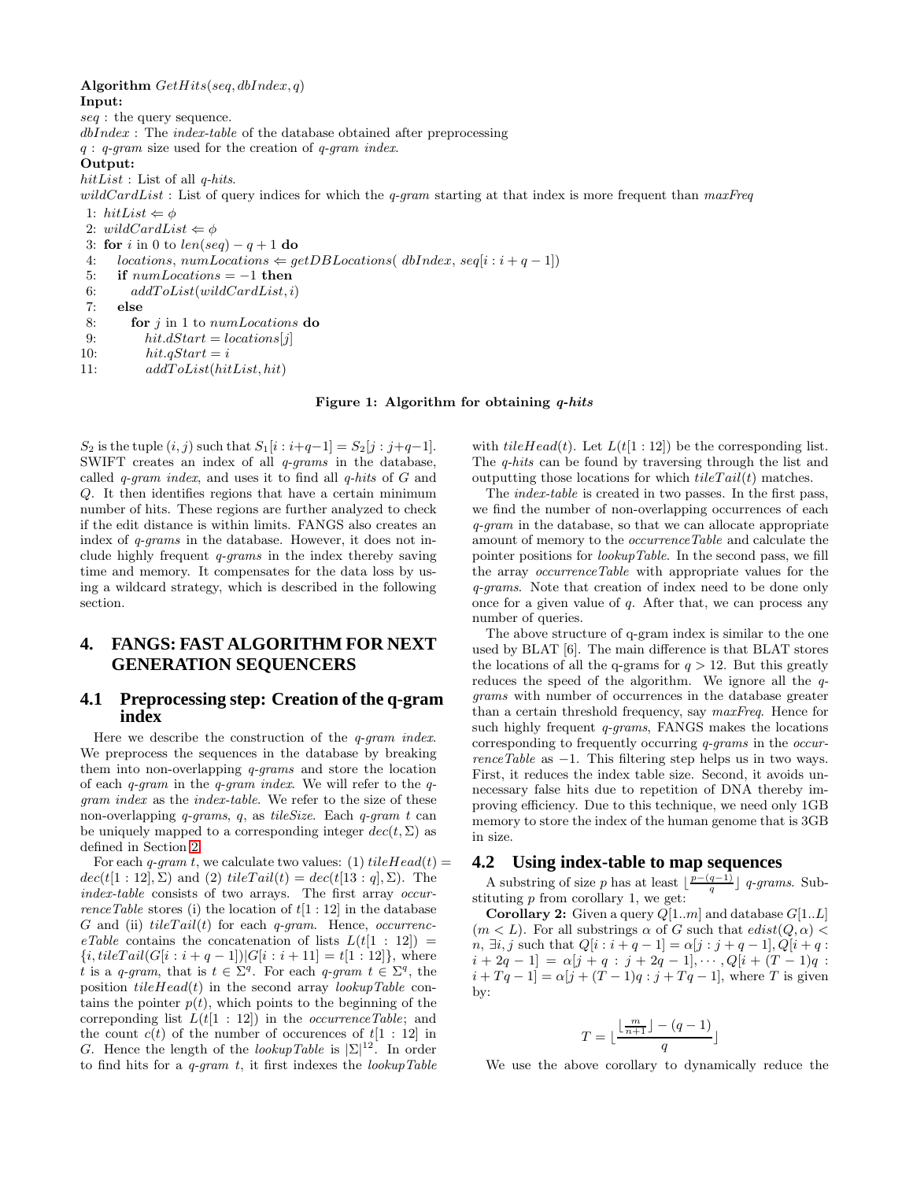**Algorithm** $GetHits(seq, dbIndex, q)$
**Input:**
$seq$ : the query sequence.
$dbIndex$ : The *index-table* of the database obtained after preprocessing
$q$ : *q-gram* size used for the creation of *q-gram index*.
**Output:**
$hitList$ : List of all *q-hits*.
$wildCardList$ : List of query indices for which the *q-gram* starting at that index is more frequent than $maxFreq$

```
 1: hitList ⇐ φ
 2: wildCardList ⇐ φ
 3: for i in 0 to len(seq) − q + 1 do
 4:    locations, numLocations ⇐ getDBLocations( dbIndex, seq[i : i + q − 1])
 5:    if numLocations = −1 then
 6:       addToList(wildCardList, i)
 7:    else
 8:       for j in 1 to numLocations do
 9:          hit.dStart = locations[j]
10:          hit.qStart = i
11:          addToList(hitList, hit)
```

**Figure 1: Algorithm for obtaining *q-hits***

$S_2$ is the tuple $(i, j)$ such that $S_1[i : i+q-1] = S_2[j : j+q-1]$. SWIFT creates an index of all *q-grams* in the database, called *q-gram index*, and uses it to find all *q-hits* of $G$ and $Q$. It then identifies regions that have a certain minimum number of hits. These regions are further analyzed to check if the edit distance is within limits. FANGS also creates an index of *q-grams* in the database. However, it does not include highly frequent *q-grams* in the index thereby saving time and memory. It compensates for the data loss by using a wildcard strategy, which is described in the following section.

## 4. FANGS: FAST ALGORITHM FOR NEXT GENERATION SEQUENCERS

### 4.1 Preprocessing step: Creation of the q-gram index

Here we describe the construction of the *q-gram index*. We preprocess the sequences in the database by breaking them into non-overlapping *q-grams* and store the location of each *q-gram* in the *q-gram index*. We will refer to the *q-gram index* as the *index-table*. We refer to the size of these non-overlapping *q-grams*, $q$, as *tileSize*. Each *q-gram* $t$ can be uniquely mapped to a corresponding integer $dec(t, \Sigma)$ as defined in Section 2.

For each *q-gram* $t$, we calculate two values: (1) $tileHead(t) = dec(t[1 : 12], \Sigma)$ and (2) $tileTail(t) = dec(t[13 : q], \Sigma)$. The *index-table* consists of two arrays. The first array *occurrenceTable* stores (i) the location of $t[1 : 12]$ in the database $G$ and (ii) $tileTail(t)$ for each *q-gram*. Hence, *occurrenceTable* contains the concatenation of lists $L(t[1 : 12]) = \{i, tileTail(G[i : i + q - 1]) | G[i : i + 11] = t[1 : 12]\}$, where $t$ is a *q-gram*, that is $t \in \Sigma^q$. For each *q-gram* $t \in \Sigma^q$, the position $tileHead(t)$ in the second array *lookupTable* contains the pointer $p(t)$, which points to the beginning of the corresponding list $L(t[1 : 12])$ in the *occurrenceTable*; and the count $c(t)$ of the number of occurences of $t[1 : 12]$ in $G$. Hence the length of the *lookupTable* is $|\Sigma|^{12}$. In order to find hits for a *q-gram* $t$, it first indexes the *lookupTable* with $tileHead(t)$. Let $L(t[1 : 12])$ be the corresponding list. The *q-hits* can be found by traversing through the list and outputting those locations for which $tileTail(t)$ matches.

The *index-table* is created in two passes. In the first pass, we find the number of non-overlapping occurrences of each *q-gram* in the database, so that we can allocate appropriate amount of memory to the *occurrenceTable* and calculate the pointer positions for *lookupTable*. In the second pass, we fill the array *occurrenceTable* with appropriate values for the *q-grams*. Note that creation of index need to be done only once for a given value of $q$. After that, we can process any number of queries.

The above structure of q-gram index is similar to the one used by BLAT [6]. The main difference is that BLAT stores the locations of all the q-grams for $q > 12$. But this greatly reduces the speed of the algorithm. We ignore all the *q-grams* with number of occurrences in the database greater than a certain threshold frequency, say *maxFreq*. Hence for such highly frequent *q-grams*, FANGS makes the locations corresponding to frequently occurring *q-grams* in the *occurrenceTable* as $-1$. This filtering step helps us in two ways. First, it reduces the index table size. Second, it avoids unnecessary false hits due to repetition of DNA thereby improving efficiency. Due to this technique, we need only 1GB memory to store the index of the human genome that is 3GB in size.

### 4.2 Using index-table to map sequences

A substring of size $p$ has at least $\lfloor \frac{p-(q-1)}{q} \rfloor$ *q-grams*. Substituting $p$ from corollary 1, we get:

**Corollary 2:** Given a query $Q[1..m]$ and database $G[1..L]$ ($m < L$). For all substrings $\alpha$ of $G$ such that $edist(Q, \alpha) < n$, $\exists i, j$ such that $Q[i : i + q - 1] = \alpha[j : j + q - 1], Q[i + q : i + 2q - 1] = \alpha[j + q : j + 2q - 1], \cdots, Q[i + (T - 1)q : i + Tq - 1] = \alpha[j + (T - 1)q : j + Tq - 1]$, where $T$ is given by:

$$T = \lfloor \frac{\lfloor \frac{m}{n+1} \rfloor - (q - 1)}{q} \rfloor$$

We use the above corollary to dynamically reduce the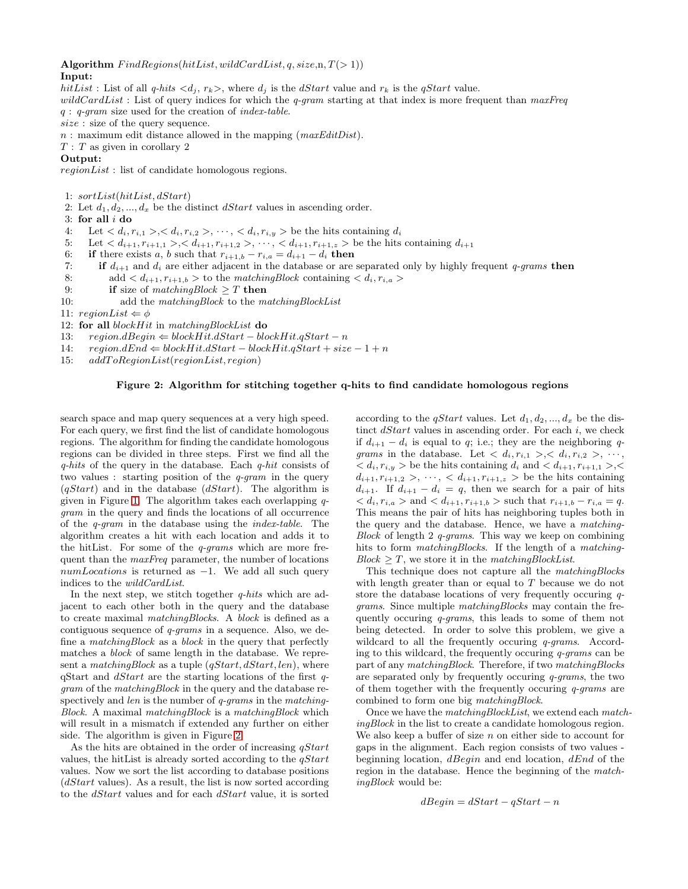**Algorithm** *FindRegions*(*hitList*, *wildCardList*, *q*, *size*, n, $T(>1)$)
**Input:**
*hitList* : List of all *q-hits* $<d_j, r_k>$, where $d_j$ is the *dStart* value and $r_k$ is the *qStart* value.
*wildCardList* : List of query indices for which the *q-gram* starting at that index is more frequent than *maxFreq*
*q* : *q-gram* size used for the creation of *index-table*.
*size* : size of the query sequence.
*n* : maximum edit distance allowed in the mapping (*maxEditDist*).
*T* : *T* as given in corollary 2
**Output:**
*regionList* : list of candidate homologous regions.

```
1: sortList(hitList, dStart)
2: Let d_1, d_2, ..., d_x be the distinct dStart values in ascending order.
3: for all i do
4:    Let <d_i, r_{i,1}>, <d_i, r_{i,2}>, ..., <d_i, r_{i,y}> be the hits containing d_i
5:    Let <d_{i+1}, r_{i+1,1}>, <d_{i+1}, r_{i+1,2}>, ..., <d_{i+1}, r_{i+1,z}> be the hits containing d_{i+1}
6:    if there exists a, b such that r_{i+1,b} - r_{i,a} = d_{i+1} - d_i then
7:       if d_{i+1} and d_i are either adjacent in the database or are separated only by highly frequent q-grams then
8:          add <d_{i+1}, r_{i+1,b}> to the matchingBlock containing <d_i, r_{i,a}>
9:          if size of matchingBlock >= T then
10:            add the matchingBlock to the matchingBlockList
11: regionList <= φ
12: for all blockHit in matchingBlockList do
13:    region.dBegin <= blockHit.dStart - blockHit.qStart - n
14:    region.dEnd <= blockHit.dStart - blockHit.qStart + size - 1 + n
15:    addToRegionList(regionList, region)
```

**Figure 2: Algorithm for stitching together q-hits to find candidate homologous regions**

search space and map query sequences at a very high speed. For each query, we first find the list of candidate homologous regions. The algorithm for finding the candidate homologous regions can be divided in three steps. First we find all the *q-hits* of the query in the database. Each *q-hit* consists of two values : starting position of the *q-gram* in the query (*qStart*) and in the database (*dStart*). The algorithm is given in Figure 1. The algorithm takes each overlapping *q-gram* in the query and finds the locations of all occurrence of the *q-gram* in the database using the *index-table*. The algorithm creates a hit with each location and adds it to the hitList. For some of the *q-grams* which are more frequent than the *maxFreq* parameter, the number of locations *numLocations* is returned as −1. We add all such query indices to the *wildCardList*.

In the next step, we stitch together *q-hits* which are adjacent to each other both in the query and the database to create maximal *matchingBlocks*. A *block* is defined as a contiguous sequence of *q-grams* in a sequence. Also, we define a *matchingBlock* as a *block* in the query that perfectly matches a *block* of same length in the database. We represent a *matchingBlock* as a tuple (*qStart*, *dStart*, *len*), where qStart and *dStart* are the starting locations of the first *q-gram* of the *matchingBlock* in the query and the database respectively and *len* is the number of *q-grams* in the *matchingBlock*. A maximal *matchingBlock* is a *matchingBlock* which will result in a mismatch if extended any further on either side. The algorithm is given in Figure 2.

As the hits are obtained in the order of increasing *qStart* values, the hitList is already sorted according to the *qStart* values. Now we sort the list according to database positions (*dStart* values). As a result, the list is now sorted according to the *dStart* values and for each *dStart* value, it is sorted according to the *qStart* values. Let $d_1, d_2, ..., d_x$ be the distinct *dStart* values in ascending order. For each $i$, we check if $d_{i+1} - d_i$ is equal to $q$; i.e.; they are the neighboring *q-grams* in the database. Let $<d_i, r_{i,1}>, <d_i, r_{i,2}>, \cdots, <d_i, r_{i,y}>$ be the hits containing $d_i$ and $<d_{i+1}, r_{i+1,1}>, <d_{i+1}, r_{i+1,2}>, \cdots, <d_{i+1}, r_{i+1,z}>$ be the hits containing $d_{i+1}$. If $d_{i+1} - d_i = q$, then we search for a pair of hits $<d_i, r_{i,a}>$ and $<d_{i+1}, r_{i+1,b}>$ such that $r_{i+1,b} - r_{i,a} = q$. This means the pair of hits has neighboring tuples both in the query and the database. Hence, we have a *matchingBlock* of length 2 *q-grams*. This way we keep on combining hits to form *matchingBlocks*. If the length of a *matchingBlock* $\geq T$, we store it in the *matchingBlockList*.

This technique does not capture all the *matchingBlocks* with length greater than or equal to $T$ because we do not store the database locations of very frequently occuring *q-grams*. Since multiple *matchingBlocks* may contain the frequently occuring *q-grams*, this leads to some of them not being detected. In order to solve this problem, we give a wildcard to all the frequently occuring *q-grams*. According to this wildcard, the frequently occuring *q-grams* can be part of any *matchingBlock*. Therefore, if two *matchingBlocks* are separated only by frequently occuring *q-grams*, the two of them together with the frequently occuring *q-grams* are combined to form one big *matchingBlock*.

Once we have the *matchingBlockList*, we extend each *matchingBlock* in the list to create a candidate homologous region. We also keep a buffer of size $n$ on either side to account for gaps in the alignment. Each region consists of two values - beginning location, *dBegin* and end location, *dEnd* of the region in the database. Hence the beginning of the *matchingBlock* would be:

$$dBegin = dStart - qStart - n$$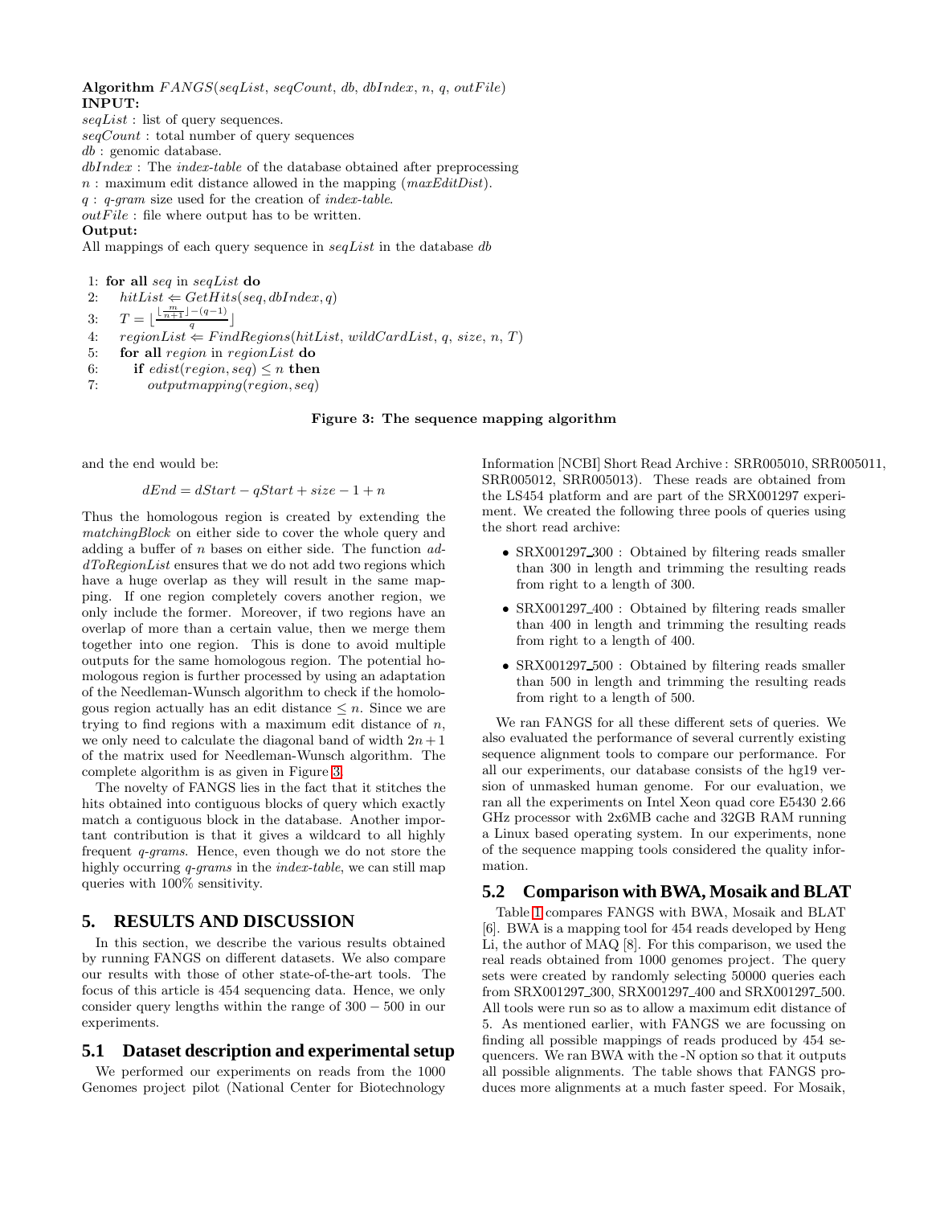**Algorithm** $FANGS(seqList, seqCount, db, dbIndex, n, q, outFile)$
**INPUT:**
$seqList$ : list of query sequences.
$seqCount$ : total number of query sequences
$db$ : genomic database.
$dbIndex$ : The *index-table* of the database obtained after preprocessing
$n$ : maximum edit distance allowed in the mapping ($maxEditDist$).
$q$ : *q-gram* size used for the creation of *index-table*.
$outFile$ : file where output has to be written.
**Output:**
All mappings of each query sequence in $seqList$ in the database $db$

```
1: for all seq in seqList do
2:    hitList ⇐ GetHits(seq, dbIndex, q)
3:    T = ⌊(⌊m/(n+1)⌋ − (q−1)) / q⌋
4:    regionList ⇐ FindRegions(hitList, wildCardList, q, size, n, T)
5:    for all region in regionList do
6:       if edist(region, seq) ≤ n then
7:          outputmapping(region, seq)
```

**Figure 3: The sequence mapping algorithm**

and the end would be:

$$dEnd = dStart - qStart + size - 1 + n$$

Thus the homologous region is created by extending the *matchingBlock* on either side to cover the whole query and adding a buffer of $n$ bases on either side. The function *addToRegionList* ensures that we do not add two regions which have a huge overlap as they will result in the same mapping. If one region completely covers another region, we only include the former. Moreover, if two regions have an overlap of more than a certain value, then we merge them together into one region. This is done to avoid multiple outputs for the same homologous region. The potential homologous region is further processed by using an adaptation of the Needleman-Wunsch algorithm to check if the homologous region actually has an edit distance $\leq n$. Since we are trying to find regions with a maximum edit distance of $n$, we only need to calculate the diagonal band of width $2n+1$ of the matrix used for Needleman-Wunsch algorithm. The complete algorithm is as given in Figure 3.

The novelty of FANGS lies in the fact that it stitches the hits obtained into contiguous blocks of query which exactly match a contiguous block in the database. Another important contribution is that it gives a wildcard to all highly frequent *q-grams*. Hence, even though we do not store the highly occurring *q-grams* in the *index-table*, we can still map queries with 100% sensitivity.

## 5. RESULTS AND DISCUSSION

In this section, we describe the various results obtained by running FANGS on different datasets. We also compare our results with those of other state-of-the-art tools. The focus of this article is 454 sequencing data. Hence, we only consider query lengths within the range of $300-500$ in our experiments.

### 5.1 Dataset description and experimental setup

We performed our experiments on reads from the 1000 Genomes project pilot (National Center for Biotechnology Information [NCBI] Short Read Archive : SRR005010, SRR005011, SRR005012, SRR005013). These reads are obtained from the LS454 platform and are part of the SRX001297 experiment. We created the following three pools of queries using the short read archive:

- SRX001297_300 : Obtained by filtering reads smaller than 300 in length and trimming the resulting reads from right to a length of 300.
- SRX001297_400 : Obtained by filtering reads smaller than 400 in length and trimming the resulting reads from right to a length of 400.
- SRX001297_500 : Obtained by filtering reads smaller than 500 in length and trimming the resulting reads from right to a length of 500.

We ran FANGS for all these different sets of queries. We also evaluated the performance of several currently existing sequence alignment tools to compare our performance. For all our experiments, our database consists of the hg19 version of unmasked human genome. For our evaluation, we ran all the experiments on Intel Xeon quad core E5430 2.66 GHz processor with 2x6MB cache and 32GB RAM running a Linux based operating system. In our experiments, none of the sequence mapping tools considered the quality information.

### 5.2 Comparison with BWA, Mosaik and BLAT

Table 1 compares FANGS with BWA, Mosaik and BLAT [6]. BWA is a mapping tool for 454 reads developed by Heng Li, the author of MAQ [8]. For this comparison, we used the real reads obtained from 1000 genomes project. The query sets were created by randomly selecting 50000 queries each from SRX001297_300, SRX001297_400 and SRX001297_500. All tools were run so as to allow a maximum edit distance of 5. As mentioned earlier, with FANGS we are focussing on finding all possible mappings of reads produced by 454 sequencers. We ran BWA with the -N option so that it outputs all possible alignments. The table shows that FANGS produces more alignments at a much faster speed. For Mosaik,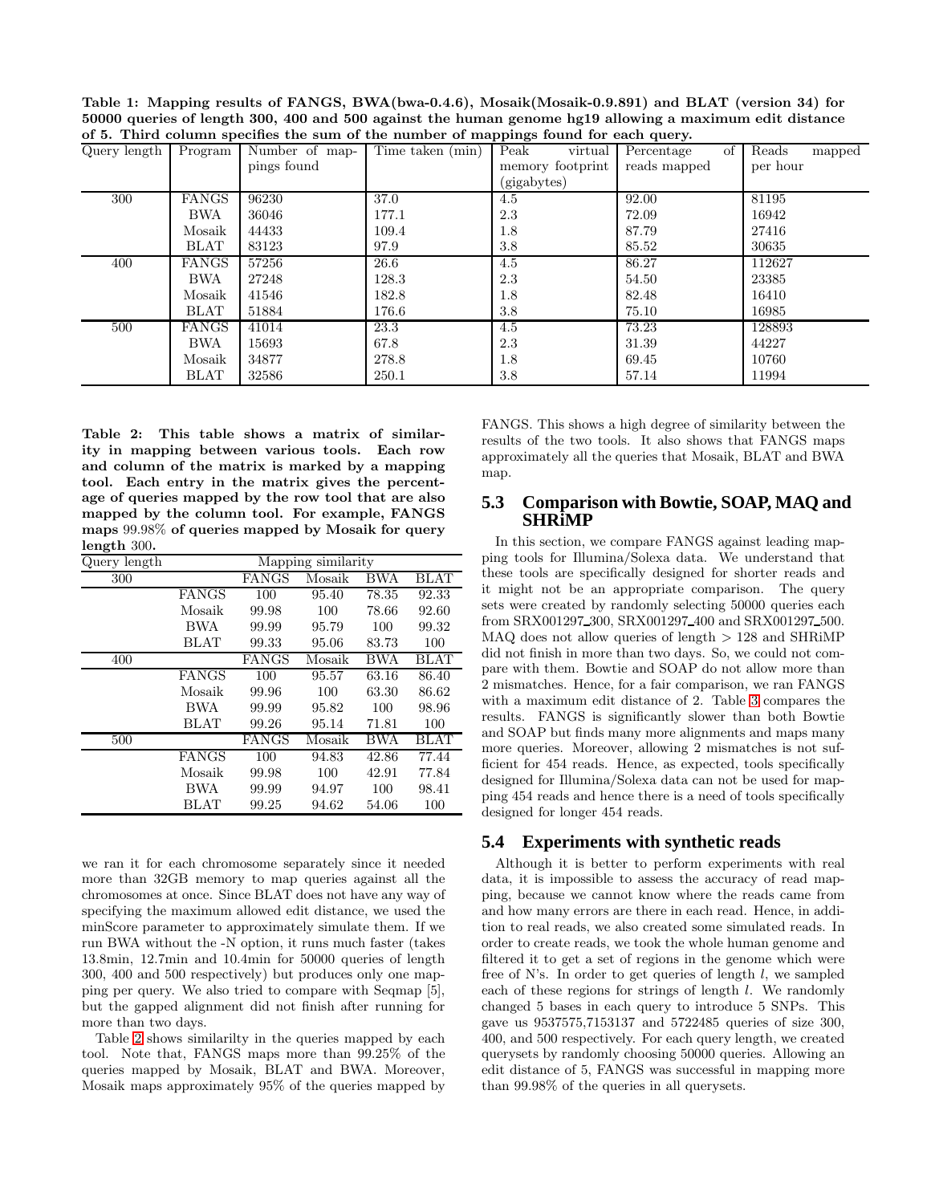**Table 1: Mapping results of FANGS, BWA(bwa-0.4.6), Mosaik(Mosaik-0.9.891) and BLAT (version 34) for 50000 queries of length 300, 400 and 500 against the human genome hg19 allowing a maximum edit distance of 5. Third column specifies the sum of the number of mappings found for each query.**

| Query length | Program | Number of mappings found | Time taken (min) | Peak virtual memory footprint (gigabytes) | Percentage of reads mapped | Reads mapped per hour |
|---|---|---|---|---|---|---|
| 300 | FANGS | 96230 | 37.0 | 4.5 | 92.00 | 81195 |
| | BWA | 36046 | 177.1 | 2.3 | 72.09 | 16942 |
| | Mosaik | 44433 | 109.4 | 1.8 | 87.79 | 27416 |
| | BLAT | 83123 | 97.9 | 3.8 | 85.52 | 30635 |
| 400 | FANGS | 57256 | 26.6 | 4.5 | 86.27 | 112627 |
| | BWA | 27248 | 128.3 | 2.3 | 54.50 | 23385 |
| | Mosaik | 41546 | 182.8 | 1.8 | 82.48 | 16410 |
| | BLAT | 51884 | 176.6 | 3.8 | 75.10 | 16985 |
| 500 | FANGS | 41014 | 23.3 | 4.5 | 73.23 | 128893 |
| | BWA | 15693 | 67.8 | 2.3 | 31.39 | 44227 |
| | Mosaik | 34877 | 278.8 | 1.8 | 69.45 | 10760 |
| | BLAT | 32586 | 250.1 | 3.8 | 57.14 | 11994 |

**Table 2: This table shows a matrix of similarity in mapping between various tools. Each row and column of the matrix is marked by a mapping tool. Each entry in the matrix gives the percentage of queries mapped by the row tool that are also mapped by the column tool. For example, FANGS maps 99.98% of queries mapped by Mosaik for query length 300.**

| Query length | | Mapping similarity | | | |
|---|---|---|---|---|---|
| 300 | | FANGS | Mosaik | BWA | BLAT |
| | FANGS | 100 | 95.40 | 78.35 | 92.33 |
| | Mosaik | 99.98 | 100 | 78.66 | 92.60 |
| | BWA | 99.99 | 95.79 | 100 | 99.32 |
| | BLAT | 99.33 | 95.06 | 83.73 | 100 |
| 400 | | FANGS | Mosaik | BWA | BLAT |
| | FANGS | 100 | 95.57 | 63.16 | 86.40 |
| | Mosaik | 99.96 | 100 | 63.30 | 86.62 |
| | BWA | 99.99 | 95.82 | 100 | 98.96 |
| | BLAT | 99.26 | 95.14 | 71.81 | 100 |
| 500 | | FANGS | Mosaik | BWA | BLAT |
| | FANGS | 100 | 94.83 | 42.86 | 77.44 |
| | Mosaik | 99.98 | 100 | 42.91 | 77.84 |
| | BWA | 99.99 | 94.97 | 100 | 98.41 |
| | BLAT | 99.25 | 94.62 | 54.06 | 100 |

we ran it for each chromosome separately since it needed more than 32GB memory to map queries against all the chromosomes at once. Since BLAT does not have any way of specifying the maximum allowed edit distance, we used the minScore parameter to approximately simulate them. If we run BWA without the -N option, it runs much faster (takes 13.8min, 12.7min and 10.4min for 50000 queries of length 300, 400 and 500 respectively) but produces only one mapping per query. We also tried to compare with Seqmap [5], but the gapped alignment did not finish after running for more than two days.

Table 2 shows similarilty in the queries mapped by each tool. Note that, FANGS maps more than 99.25% of the queries mapped by Mosaik, BLAT and BWA. Moreover, Mosaik maps approximately 95% of the queries mapped by FANGS. This shows a high degree of similarity between the results of the two tools. It also shows that FANGS maps approximately all the queries that Mosaik, BLAT and BWA map.

## 5.3 Comparison with Bowtie, SOAP, MAQ and SHRiMP

In this section, we compare FANGS against leading mapping tools for Illumina/Solexa data. We understand that these tools are specifically designed for shorter reads and it might not be an appropriate comparison. The query sets were created by randomly selecting 50000 queries each from SRX001297_300, SRX001297_400 and SRX001297_500. MAQ does not allow queries of length $> 128$ and SHRiMP did not finish in more than two days. So, we could not compare with them. Bowtie and SOAP do not allow more than 2 mismatches. Hence, for a fair comparison, we ran FANGS with a maximum edit distance of 2. Table 3 compares the results. FANGS is significantly slower than both Bowtie and SOAP but finds many more alignments and maps many more queries. Moreover, allowing 2 mismatches is not sufficient for 454 reads. Hence, as expected, tools specifically designed for Illumina/Solexa data can not be used for mapping 454 reads and hence there is a need of tools specifically designed for longer 454 reads.

## 5.4 Experiments with synthetic reads

Although it is better to perform experiments with real data, it is impossible to assess the accuracy of read mapping, because we cannot know where the reads came from and how many errors are there in each read. Hence, in addition to real reads, we also created some simulated reads. In order to create reads, we took the whole human genome and filtered it to get a set of regions in the genome which were free of N's. In order to get queries of length $l$, we sampled each of these regions for strings of length $l$. We randomly changed 5 bases in each query to introduce 5 SNPs. This gave us 9537575,7153137 and 5722485 queries of size 300, 400, and 500 respectively. For each query length, we created querysets by randomly choosing 50000 queries. Allowing an edit distance of 5, FANGS was successful in mapping more than 99.98% of the queries in all querysets.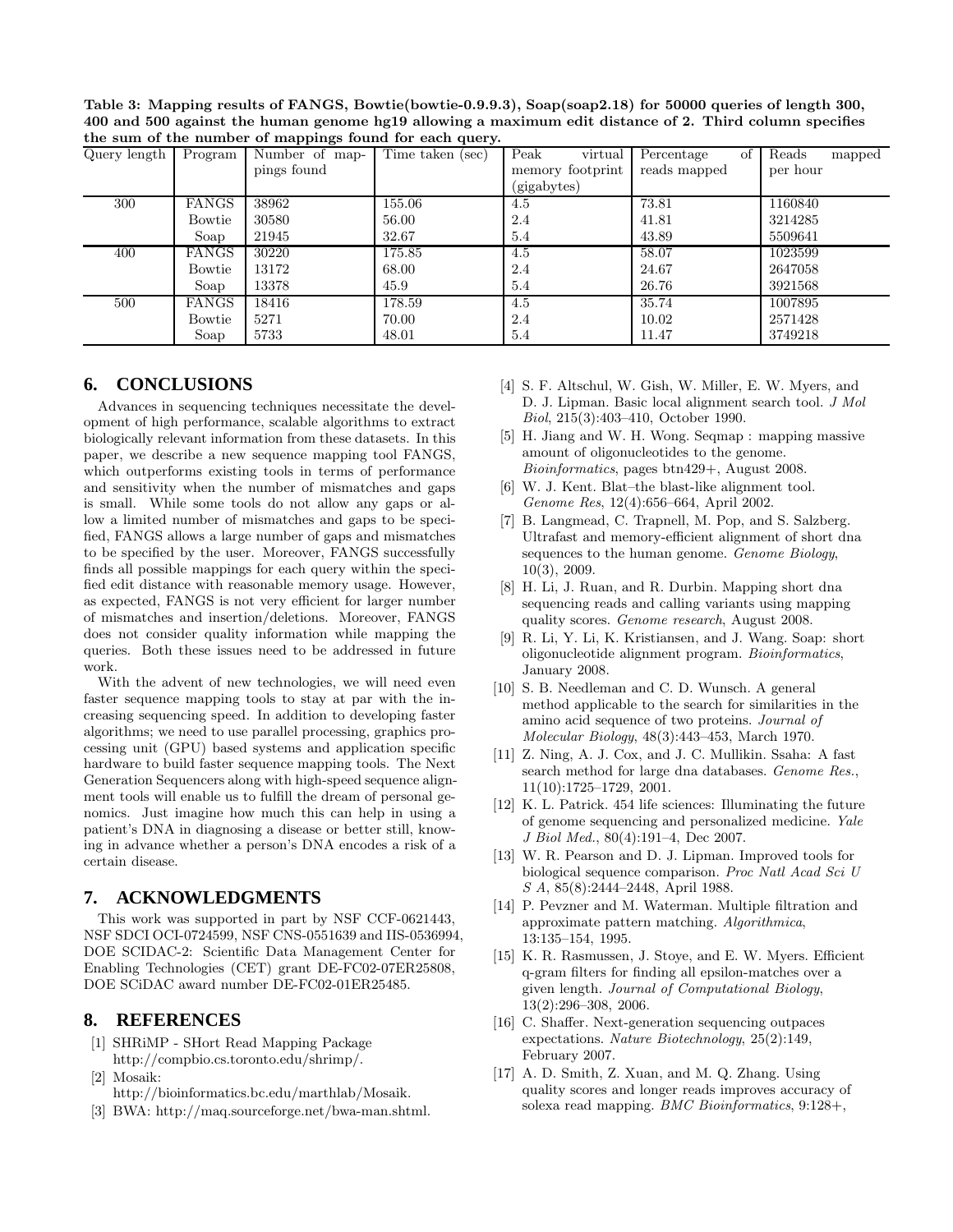**Table 3: Mapping results of FANGS, Bowtie(bowtie-0.9.9.3), Soap(soap2.18) for 50000 queries of length 300, 400 and 500 against the human genome hg19 allowing a maximum edit distance of 2. Third column specifies the sum of the number of mappings found for each query.**

| Query length | Program | Number of mappings found | Time taken (sec) | Peak virtual memory footprint (gigabytes) | Percentage of reads mapped | Reads mapped per hour |
|---|---|---|---|---|---|---|
| 300 | FANGS | 38962 | 155.06 | 4.5 | 73.81 | 1160840 |
| | Bowtie | 30580 | 56.00 | 2.4 | 41.81 | 3214285 |
| | Soap | 21945 | 32.67 | 5.4 | 43.89 | 5509641 |
| 400 | FANGS | 30220 | 175.85 | 4.5 | 58.07 | 1023599 |
| | Bowtie | 13172 | 68.00 | 2.4 | 24.67 | 2647058 |
| | Soap | 13378 | 45.9 | 5.4 | 26.76 | 3921568 |
| 500 | FANGS | 18416 | 178.59 | 4.5 | 35.74 | 1007895 |
| | Bowtie | 5271 | 70.00 | 2.4 | 10.02 | 2571428 |
| | Soap | 5733 | 48.01 | 5.4 | 11.47 | 3749218 |

## 6. CONCLUSIONS

Advances in sequencing techniques necessitate the development of high performance, scalable algorithms to extract biologically relevant information from these datasets. In this paper, we describe a new sequence mapping tool FANGS, which outperforms existing tools in terms of performance and sensitivity when the number of mismatches and gaps is small. While some tools do not allow any gaps or allow a limited number of mismatches and gaps to be specified, FANGS allows a large number of gaps and mismatches to be specified by the user. Moreover, FANGS successfully finds all possible mappings for each query within the specified edit distance with reasonable memory usage. However, as expected, FANGS is not very efficient for larger number of mismatches and insertion/deletions. Moreover, FANGS does not consider quality information while mapping the queries. Both these issues need to be addressed in future work.

With the advent of new technologies, we will need even faster sequence mapping tools to stay at par with the increasing sequencing speed. In addition to developing faster algorithms; we need to use parallel processing, graphics processing unit (GPU) based systems and application specific hardware to build faster sequence mapping tools. The Next Generation Sequencers along with high-speed sequence alignment tools will enable us to fulfill the dream of personal genomics. Just imagine how much this can help in using a patient's DNA in diagnosing a disease or better still, knowing in advance whether a person's DNA encodes a risk of a certain disease.

## 7. ACKNOWLEDGMENTS

This work was supported in part by NSF CCF-0621443, NSF SDCI OCI-0724599, NSF CNS-0551639 and IIS-0536994, DOE SCIDAC-2: Scientific Data Management Center for Enabling Technologies (CET) grant DE-FC02-07ER25808, DOE SCiDAC award number DE-FC02-01ER25485.

## 8. REFERENCES

[1] SHRiMP - SHort Read Mapping Package http://compbio.cs.toronto.edu/shrimp/.

[2] Mosaik: http://bioinformatics.bc.edu/marthlab/Mosaik.

[3] BWA: http://maq.sourceforge.net/bwa-man.shtml.

[4] S. F. Altschul, W. Gish, W. Miller, E. W. Myers, and D. J. Lipman. Basic local alignment search tool. *J Mol Biol*, 215(3):403–410, October 1990.

[5] H. Jiang and W. H. Wong. Seqmap : mapping massive amount of oligonucleotides to the genome. *Bioinformatics*, pages btn429+, August 2008.

[6] W. J. Kent. Blat–the blast-like alignment tool. *Genome Res*, 12(4):656–664, April 2002.

[7] B. Langmead, C. Trapnell, M. Pop, and S. Salzberg. Ultrafast and memory-efficient alignment of short dna sequences to the human genome. *Genome Biology*, 10(3), 2009.

[8] H. Li, J. Ruan, and R. Durbin. Mapping short dna sequencing reads and calling variants using mapping quality scores. *Genome research*, August 2008.

[9] R. Li, Y. Li, K. Kristiansen, and J. Wang. Soap: short oligonucleotide alignment program. *Bioinformatics*, January 2008.

[10] S. B. Needleman and C. D. Wunsch. A general method applicable to the search for similarities in the amino acid sequence of two proteins. *Journal of Molecular Biology*, 48(3):443–453, March 1970.

[11] Z. Ning, A. J. Cox, and J. C. Mullikin. Ssaha: A fast search method for large dna databases. *Genome Res.*, 11(10):1725–1729, 2001.

[12] K. L. Patrick. 454 life sciences: Illuminating the future of genome sequencing and personalized medicine. *Yale J Biol Med.*, 80(4):191–4, Dec 2007.

[13] W. R. Pearson and D. J. Lipman. Improved tools for biological sequence comparison. *Proc Natl Acad Sci U S A*, 85(8):2444–2448, April 1988.

[14] P. Pevzner and M. Waterman. Multiple filtration and approximate pattern matching. *Algorithmica*, 13:135–154, 1995.

[15] K. R. Rasmussen, J. Stoye, and E. W. Myers. Efficient q-gram filters for finding all epsilon-matches over a given length. *Journal of Computational Biology*, 13(2):296–308, 2006.

[16] C. Shaffer. Next-generation sequencing outpaces expectations. *Nature Biotechnology*, 25(2):149, February 2007.

[17] A. D. Smith, Z. Xuan, and M. Q. Zhang. Using quality scores and longer reads improves accuracy of solexa read mapping. *BMC Bioinformatics*, 9:128+,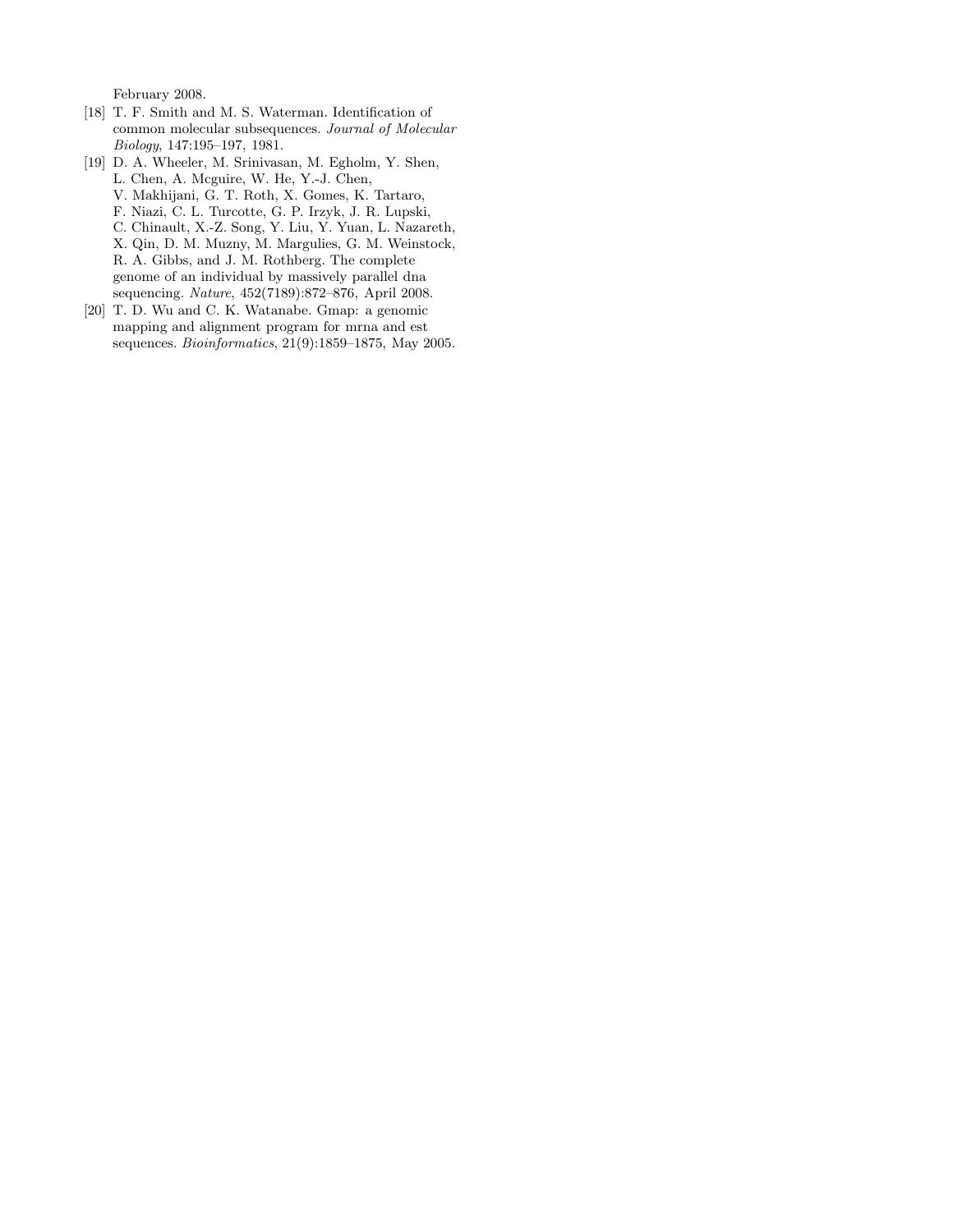February 2008.

[18] T. F. Smith and M. S. Waterman. Identification of common molecular subsequences. *Journal of Molecular Biology*, 147:195–197, 1981.

[19] D. A. Wheeler, M. Srinivasan, M. Egholm, Y. Shen, L. Chen, A. Mcguire, W. He, Y.-J. Chen, V. Makhijani, G. T. Roth, X. Gomes, K. Tartaro, F. Niazi, C. L. Turcotte, G. P. Irzyk, J. R. Lupski, C. Chinault, X.-Z. Song, Y. Liu, Y. Yuan, L. Nazareth, X. Qin, D. M. Muzny, M. Margulies, G. M. Weinstock, R. A. Gibbs, and J. M. Rothberg. The complete genome of an individual by massively parallel dna sequencing. *Nature*, 452(7189):872–876, April 2008.

[20] T. D. Wu and C. K. Watanabe. Gmap: a genomic mapping and alignment program for mrna and est sequences. *Bioinformatics*, 21(9):1859–1875, May 2005.